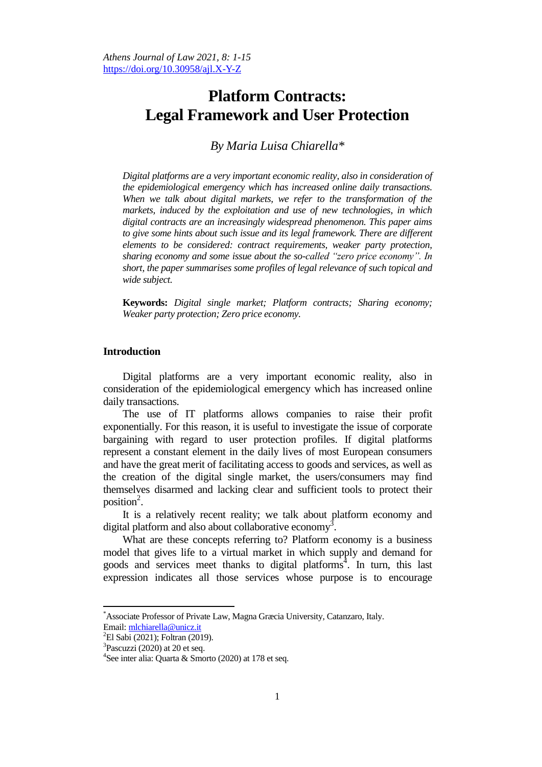# Platform Contracts: Legal Framework and User Protection

*By Maria Luisa Chiarella[*]*

*Digital platforms are a very important economic reality, also in consideration of the epidemiological emergency which has increased online daily transactions. When we talk about digital markets, we refer to the transformation of the markets, induced by the exploitation and use of new technologies, in which digital contracts are an increasingly widespread phenomenon. This paper aims to give some hints about such issue and its legal framework. There are different elements to be considered: contract requirements, weaker party protection, sharing economy and some issue about the so-called "zero price economy". In short, the paper summarises some profiles of legal relevance of such topical and wide subject.*

**Keywords:** *Digital single market; Platform contracts; Sharing economy; Weaker party protection; Zero price economy.*

## Introduction

Digital platforms are a very important economic reality, also in consideration of the epidemiological emergency which has increased online daily transactions.

The use of IT platforms allows companies to raise their profit exponentially. For this reason, it is useful to investigate the issue of corporate bargaining with regard to user protection profiles. If digital platforms represent a constant element in the daily lives of most European consumers and have the great merit of facilitating access to goods and services, as well as the creation of the digital single market, the users/consumers may find themselves disarmed and lacking clear and sufficient tools to protect their position[2].

It is a relatively recent reality; we talk about platform economy and digital platform and also about collaborative economy[3].

What are these concepts referring to? Platform economy is a business model that gives life to a virtual market in which supply and demand for goods and services meet thanks to digital platforms[4]. In turn, this last expression indicates all those services whose purpose is to encourage

---

[*]Associate Professor of Private Law, Magna Græcia University, Catanzaro, Italy. Email: mlchiarella@unicz.it

[2]El Sabi (2021); Foltran (2019).

[3]Pascuzzi (2020) at 20 et seq.

[4]See inter alia: Quarta & Smorto (2020) at 178 et seq.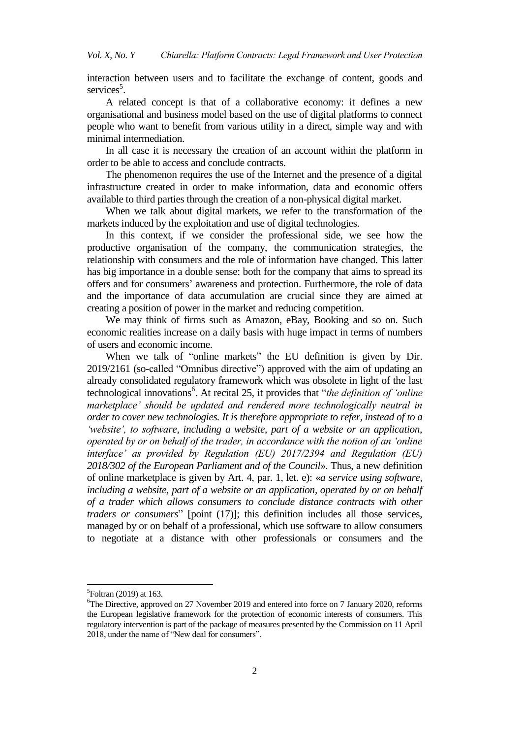interaction between users and to facilitate the exchange of content, goods and services[5].

A related concept is that of a collaborative economy: it defines a new organisational and business model based on the use of digital platforms to connect people who want to benefit from various utility in a direct, simple way and with minimal intermediation.

In all case it is necessary the creation of an account within the platform in order to be able to access and conclude contracts.

The phenomenon requires the use of the Internet and the presence of a digital infrastructure created in order to make information, data and economic offers available to third parties through the creation of a non-physical digital market.

When we talk about digital markets, we refer to the transformation of the markets induced by the exploitation and use of digital technologies.

In this context, if we consider the professional side, we see how the productive organisation of the company, the communication strategies, the relationship with consumers and the role of information have changed. This latter has big importance in a double sense: both for the company that aims to spread its offers and for consumers' awareness and protection. Furthermore, the role of data and the importance of data accumulation are crucial since they are aimed at creating a position of power in the market and reducing competition.

We may think of firms such as Amazon, eBay, Booking and so on. Such economic realities increase on a daily basis with huge impact in terms of numbers of users and economic income.

When we talk of "online markets" the EU definition is given by Dir. 2019/2161 (so-called "Omnibus directive") approved with the aim of updating an already consolidated regulatory framework which was obsolete in light of the last technological innovations[6]. At recital 25, it provides that "*the definition of 'online marketplace' should be updated and rendered more technologically neutral in order to cover new technologies. It is therefore appropriate to refer, instead of to a 'website', to software, including a website, part of a website or an application, operated by or on behalf of the trader, in accordance with the notion of an 'online interface' as provided by Regulation (EU) 2017/2394 and Regulation (EU) 2018/302 of the European Parliament and of the Council*». Thus, a new definition of online marketplace is given by Art. 4, par. 1, let. e): «*a service using software, including a website, part of a website or an application, operated by or on behalf of a trader which allows consumers to conclude distance contracts with other traders or consumers*" [point (17)]; this definition includes all those services, managed by or on behalf of a professional, which use software to allow consumers to negotiate at a distance with other professionals or consumers and the

[5] Foltran (2019) at 163.

[6] The Directive, approved on 27 November 2019 and entered into force on 7 January 2020, reforms the European legislative framework for the protection of economic interests of consumers. This regulatory intervention is part of the package of measures presented by the Commission on 11 April 2018, under the name of "New deal for consumers".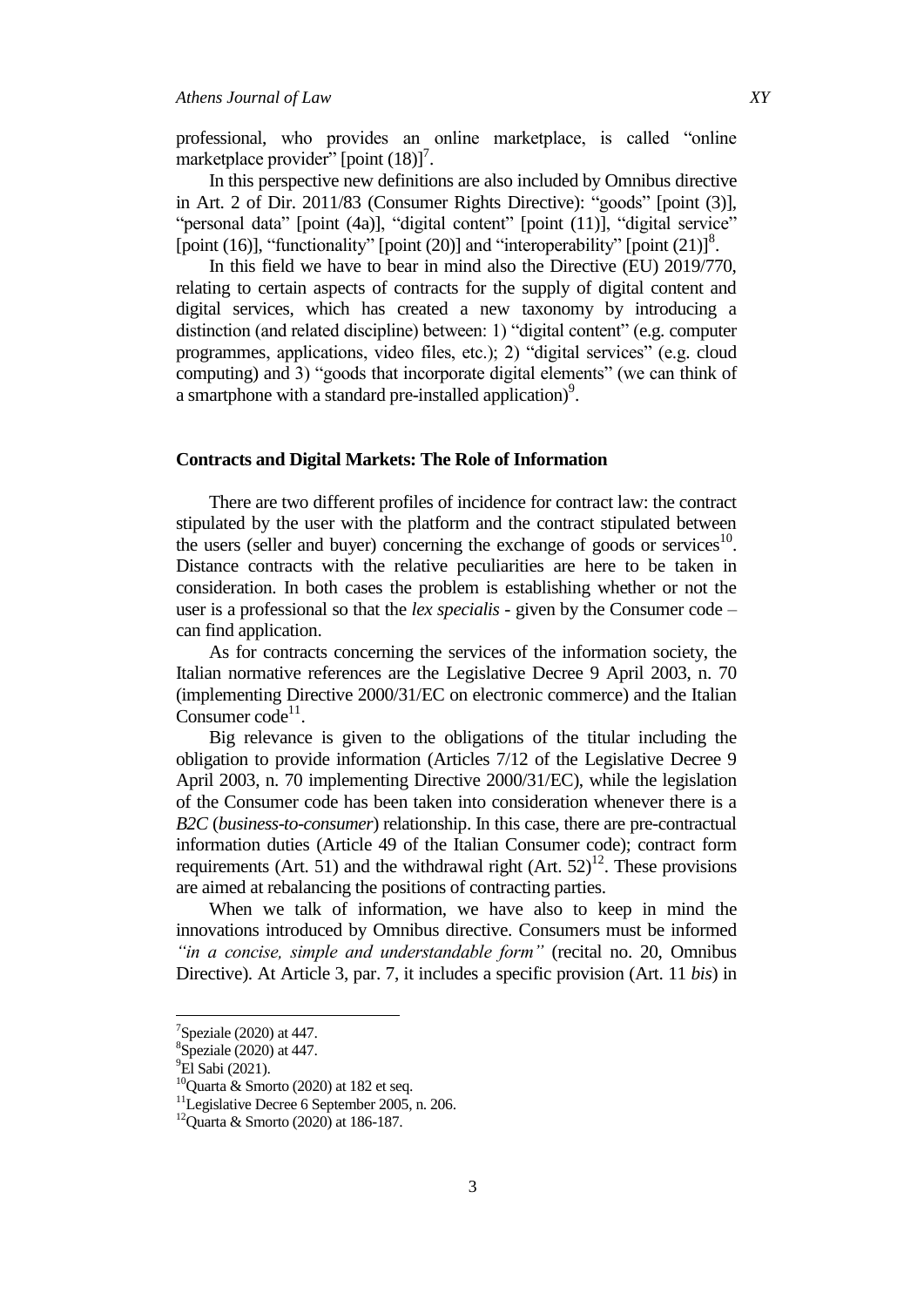professional, who provides an online marketplace, is called "online marketplace provider" [point (18)][7].

In this perspective new definitions are also included by Omnibus directive in Art. 2 of Dir. 2011/83 (Consumer Rights Directive): "goods" [point (3)], "personal data" [point (4a)], "digital content" [point (11)], "digital service" [point (16)], "functionality" [point (20)] and "interoperability" [point (21)][8].

In this field we have to bear in mind also the Directive (EU) 2019/770, relating to certain aspects of contracts for the supply of digital content and digital services, which has created a new taxonomy by introducing a distinction (and related discipline) between: 1) "digital content" (e.g. computer programmes, applications, video files, etc.); 2) "digital services" (e.g. cloud computing) and 3) "goods that incorporate digital elements" (we can think of a smartphone with a standard pre-installed application)[9].

## Contracts and Digital Markets: The Role of Information

There are two different profiles of incidence for contract law: the contract stipulated by the user with the platform and the contract stipulated between the users (seller and buyer) concerning the exchange of goods or services[10]. Distance contracts with the relative peculiarities are here to be taken in consideration. In both cases the problem is establishing whether or not the user is a professional so that the *lex specialis* - given by the Consumer code – can find application.

As for contracts concerning the services of the information society, the Italian normative references are the Legislative Decree 9 April 2003, n. 70 (implementing Directive 2000/31/EC on electronic commerce) and the Italian Consumer code[11].

Big relevance is given to the obligations of the titular including the obligation to provide information (Articles 7/12 of the Legislative Decree 9 April 2003, n. 70 implementing Directive 2000/31/EC), while the legislation of the Consumer code has been taken into consideration whenever there is a *B2C* (*business-to-consumer*) relationship. In this case, there are pre-contractual information duties (Article 49 of the Italian Consumer code); contract form requirements (Art. 51) and the withdrawal right (Art. 52)[12]. These provisions are aimed at rebalancing the positions of contracting parties.

When we talk of information, we have also to keep in mind the innovations introduced by Omnibus directive. Consumers must be informed *"in a concise, simple and understandable form"* (recital no. 20, Omnibus Directive). At Article 3, par. 7, it includes a specific provision (Art. 11 *bis*) in

---

[7] Speziale (2020) at 447.
[8] Speziale (2020) at 447.
[9] El Sabi (2021).
[10] Quarta & Smorto (2020) at 182 et seq.
[11] Legislative Decree 6 September 2005, n. 206.
[12] Quarta & Smorto (2020) at 186-187.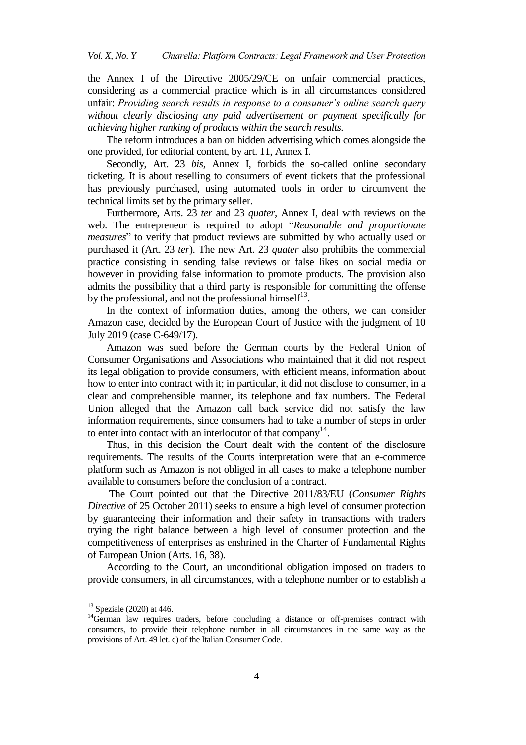the Annex I of the Directive 2005/29/CE on unfair commercial practices, considering as a commercial practice which is in all circumstances considered unfair: *Providing search results in response to a consumer's online search query without clearly disclosing any paid advertisement or payment specifically for achieving higher ranking of products within the search results.*

The reform introduces a ban on hidden advertising which comes alongside the one provided, for editorial content, by art. 11, Annex I.

Secondly, Art. 23 *bis*, Annex I, forbids the so-called online secondary ticketing. It is about reselling to consumers of event tickets that the professional has previously purchased, using automated tools in order to circumvent the technical limits set by the primary seller.

Furthermore, Arts. 23 *ter* and 23 *quater*, Annex I, deal with reviews on the web. The entrepreneur is required to adopt "*Reasonable and proportionate measures*" to verify that product reviews are submitted by who actually used or purchased it (Art. 23 *ter*). The new Art. 23 *quater* also prohibits the commercial practice consisting in sending false reviews or false likes on social media or however in providing false information to promote products. The provision also admits the possibility that a third party is responsible for committing the offense by the professional, and not the professional himself[13].

In the context of information duties, among the others, we can consider Amazon case, decided by the European Court of Justice with the judgment of 10 July 2019 (case C-649/17).

Amazon was sued before the German courts by the Federal Union of Consumer Organisations and Associations who maintained that it did not respect its legal obligation to provide consumers, with efficient means, information about how to enter into contract with it; in particular, it did not disclose to consumer, in a clear and comprehensible manner, its telephone and fax numbers. The Federal Union alleged that the Amazon call back service did not satisfy the law information requirements, since consumers had to take a number of steps in order to enter into contact with an interlocutor of that company[14].

Thus, in this decision the Court dealt with the content of the disclosure requirements. The results of the Courts interpretation were that an e-commerce platform such as Amazon is not obliged in all cases to make a telephone number available to consumers before the conclusion of a contract.

The Court pointed out that the Directive 2011/83/EU (*Consumer Rights Directive* of 25 October 2011) seeks to ensure a high level of consumer protection by guaranteeing their information and their safety in transactions with traders trying the right balance between a high level of consumer protection and the competitiveness of enterprises as enshrined in the Charter of Fundamental Rights of European Union (Arts. 16, 38).

According to the Court, an unconditional obligation imposed on traders to provide consumers, in all circumstances, with a telephone number or to establish a

---

[13] Speziale (2020) at 446.

[14] German law requires traders, before concluding a distance or off-premises contract with consumers, to provide their telephone number in all circumstances in the same way as the provisions of Art. 49 let. c) of the Italian Consumer Code.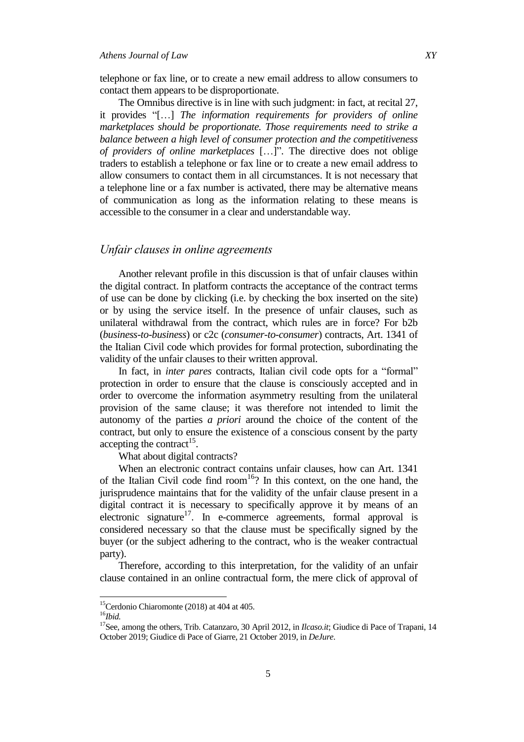telephone or fax line, or to create a new email address to allow consumers to contact them appears to be disproportionate.

The Omnibus directive is in line with such judgment: in fact, at recital 27, it provides "[…] *The information requirements for providers of online marketplaces should be proportionate. Those requirements need to strike a balance between a high level of consumer protection and the competitiveness of providers of online marketplaces* […]". The directive does not oblige traders to establish a telephone or fax line or to create a new email address to allow consumers to contact them in all circumstances. It is not necessary that a telephone line or a fax number is activated, there may be alternative means of communication as long as the information relating to these means is accessible to the consumer in a clear and understandable way.

## *Unfair clauses in online agreements*

Another relevant profile in this discussion is that of unfair clauses within the digital contract. In platform contracts the acceptance of the contract terms of use can be done by clicking (i.e. by checking the box inserted on the site) or by using the service itself. In the presence of unfair clauses, such as unilateral withdrawal from the contract, which rules are in force? For b2b (*business-to-business*) or c2c (*consumer-to-consumer*) contracts, Art. 1341 of the Italian Civil code which provides for formal protection, subordinating the validity of the unfair clauses to their written approval.

In fact, in *inter pares* contracts, Italian civil code opts for a "formal" protection in order to ensure that the clause is consciously accepted and in order to overcome the information asymmetry resulting from the unilateral provision of the same clause; it was therefore not intended to limit the autonomy of the parties *a priori* around the choice of the content of the contract, but only to ensure the existence of a conscious consent by the party accepting the contract[15].

What about digital contracts?

When an electronic contract contains unfair clauses, how can Art. 1341 of the Italian Civil code find room[16]? In this context, on the one hand, the jurisprudence maintains that for the validity of the unfair clause present in a digital contract it is necessary to specifically approve it by means of an electronic signature[17]. In e-commerce agreements, formal approval is considered necessary so that the clause must be specifically signed by the buyer (or the subject adhering to the contract, who is the weaker contractual party).

Therefore, according to this interpretation, for the validity of an unfair clause contained in an online contractual form, the mere click of approval of

---

[15] Cerdonio Chiaromonte (2018) at 404 at 405.

[16] *Ibid.*

[17] See, among the others, Trib. Catanzaro, 30 April 2012, in *Ilcaso.it*; Giudice di Pace of Trapani, 14 October 2019; Giudice di Pace of Giarre, 21 October 2019, in *DeJure*.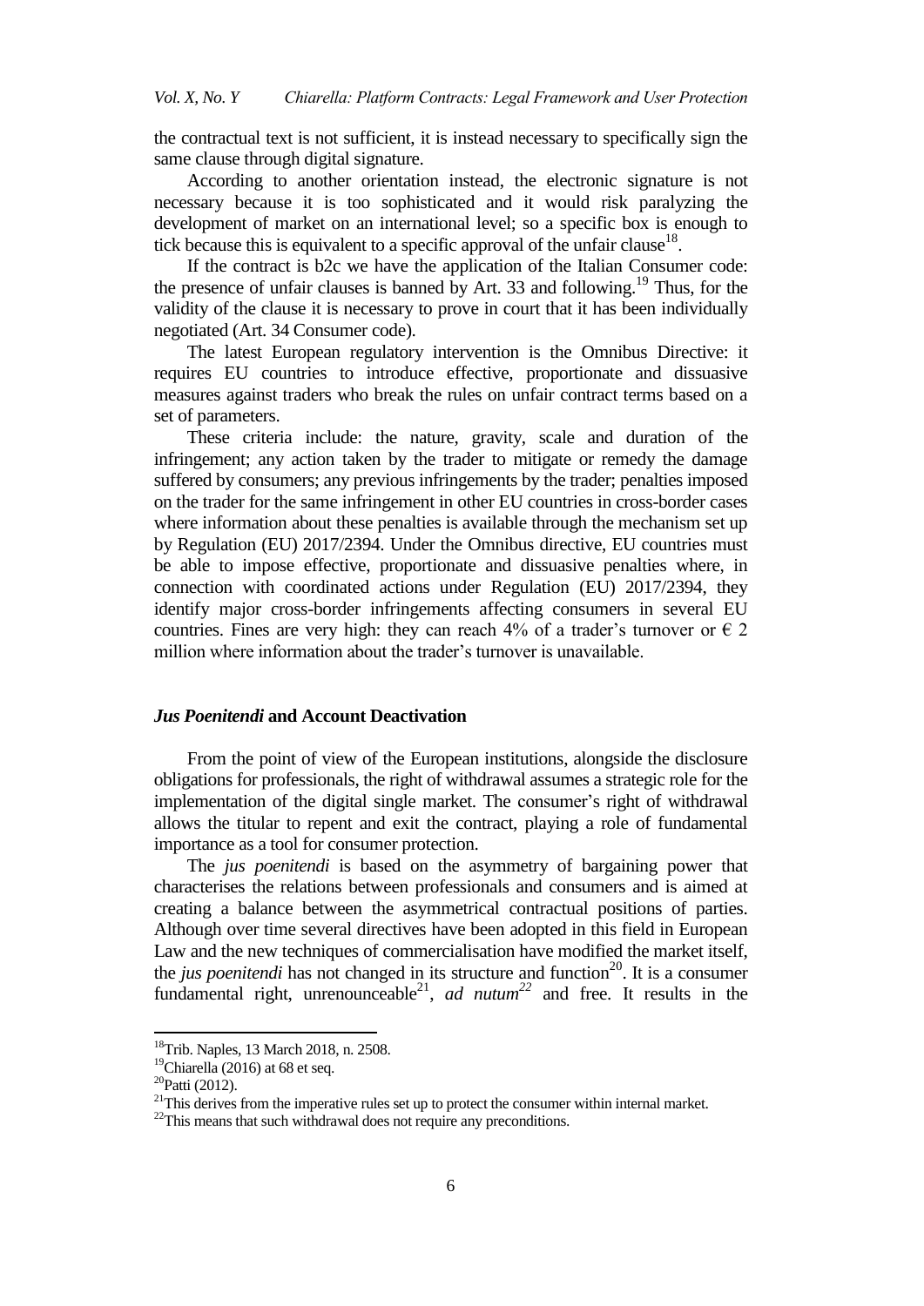the contractual text is not sufficient, it is instead necessary to specifically sign the same clause through digital signature.

According to another orientation instead, the electronic signature is not necessary because it is too sophisticated and it would risk paralyzing the development of market on an international level; so a specific box is enough to tick because this is equivalent to a specific approval of the unfair clause[18].

If the contract is b2c we have the application of the Italian Consumer code: the presence of unfair clauses is banned by Art. 33 and following.[19] Thus, for the validity of the clause it is necessary to prove in court that it has been individually negotiated (Art. 34 Consumer code).

The latest European regulatory intervention is the Omnibus Directive: it requires EU countries to introduce effective, proportionate and dissuasive measures against traders who break the rules on unfair contract terms based on a set of parameters.

These criteria include: the nature, gravity, scale and duration of the infringement; any action taken by the trader to mitigate or remedy the damage suffered by consumers; any previous infringements by the trader; penalties imposed on the trader for the same infringement in other EU countries in cross-border cases where information about these penalties is available through the mechanism set up by Regulation (EU) 2017/2394. Under the Omnibus directive, EU countries must be able to impose effective, proportionate and dissuasive penalties where, in connection with coordinated actions under Regulation (EU) 2017/2394, they identify major cross-border infringements affecting consumers in several EU countries. Fines are very high: they can reach 4% of a trader's turnover or € 2 million where information about the trader's turnover is unavailable.

## *Jus Poenitendi* and Account Deactivation

From the point of view of the European institutions, alongside the disclosure obligations for professionals, the right of withdrawal assumes a strategic role for the implementation of the digital single market. The consumer's right of withdrawal allows the titular to repent and exit the contract, playing a role of fundamental importance as a tool for consumer protection.

The *jus poenitendi* is based on the asymmetry of bargaining power that characterises the relations between professionals and consumers and is aimed at creating a balance between the asymmetrical contractual positions of parties. Although over time several directives have been adopted in this field in European Law and the new techniques of commercialisation have modified the market itself, the *jus poenitendi* has not changed in its structure and function[20]. It is a consumer fundamental right, unrenounceable[21], *ad nutum*[22] and free. It results in the

---

[18] Trib. Naples, 13 March 2018, n. 2508.

[19] Chiarella (2016) at 68 et seq.

[20] Patti (2012).

[21] This derives from the imperative rules set up to protect the consumer within internal market.

[22] This means that such withdrawal does not require any preconditions.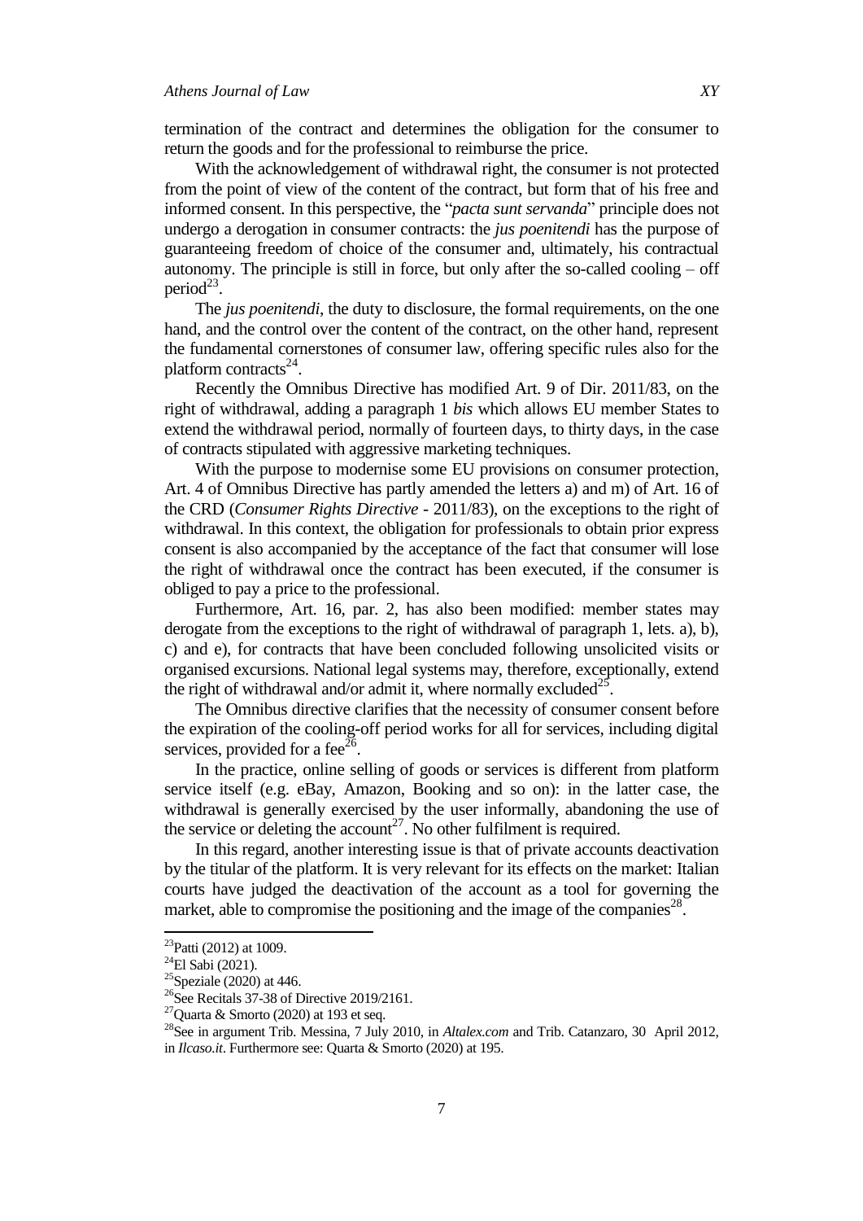termination of the contract and determines the obligation for the consumer to return the goods and for the professional to reimburse the price.

With the acknowledgement of withdrawal right, the consumer is not protected from the point of view of the content of the contract, but form that of his free and informed consent. In this perspective, the "*pacta sunt servanda*" principle does not undergo a derogation in consumer contracts: the *jus poenitendi* has the purpose of guaranteeing freedom of choice of the consumer and, ultimately, his contractual autonomy. The principle is still in force, but only after the so-called cooling – off period[23].

The *jus poenitendi*, the duty to disclosure, the formal requirements, on the one hand, and the control over the content of the contract, on the other hand, represent the fundamental cornerstones of consumer law, offering specific rules also for the platform contracts[24].

Recently the Omnibus Directive has modified Art. 9 of Dir. 2011/83, on the right of withdrawal, adding a paragraph 1 *bis* which allows EU member States to extend the withdrawal period, normally of fourteen days, to thirty days, in the case of contracts stipulated with aggressive marketing techniques.

With the purpose to modernise some EU provisions on consumer protection, Art. 4 of Omnibus Directive has partly amended the letters a) and m) of Art. 16 of the CRD (*Consumer Rights Directive* - 2011/83), on the exceptions to the right of withdrawal. In this context, the obligation for professionals to obtain prior express consent is also accompanied by the acceptance of the fact that consumer will lose the right of withdrawal once the contract has been executed, if the consumer is obliged to pay a price to the professional.

Furthermore, Art. 16, par. 2, has also been modified: member states may derogate from the exceptions to the right of withdrawal of paragraph 1, lets. a), b), c) and e), for contracts that have been concluded following unsolicited visits or organised excursions. National legal systems may, therefore, exceptionally, extend the right of withdrawal and/or admit it, where normally excluded[25].

The Omnibus directive clarifies that the necessity of consumer consent before the expiration of the cooling-off period works for all for services, including digital services, provided for a fee[26].

In the practice, online selling of goods or services is different from platform service itself (e.g. eBay, Amazon, Booking and so on): in the latter case, the withdrawal is generally exercised by the user informally, abandoning the use of the service or deleting the account[27]. No other fulfilment is required.

In this regard, another interesting issue is that of private accounts deactivation by the titular of the platform. It is very relevant for its effects on the market: Italian courts have judged the deactivation of the account as a tool for governing the market, able to compromise the positioning and the image of the companies[28].

---

[23] Patti (2012) at 1009.

[24] El Sabi (2021).

[25] Speziale (2020) at 446.

[26] See Recitals 37-38 of Directive 2019/2161.

[27] Quarta & Smorto (2020) at 193 et seq.

[28] See in argument Trib. Messina, 7 July 2010, in *Altalex.com* and Trib. Catanzaro, 30 April 2012, in *Ilcaso.it*. Furthermore see: Quarta & Smorto (2020) at 195.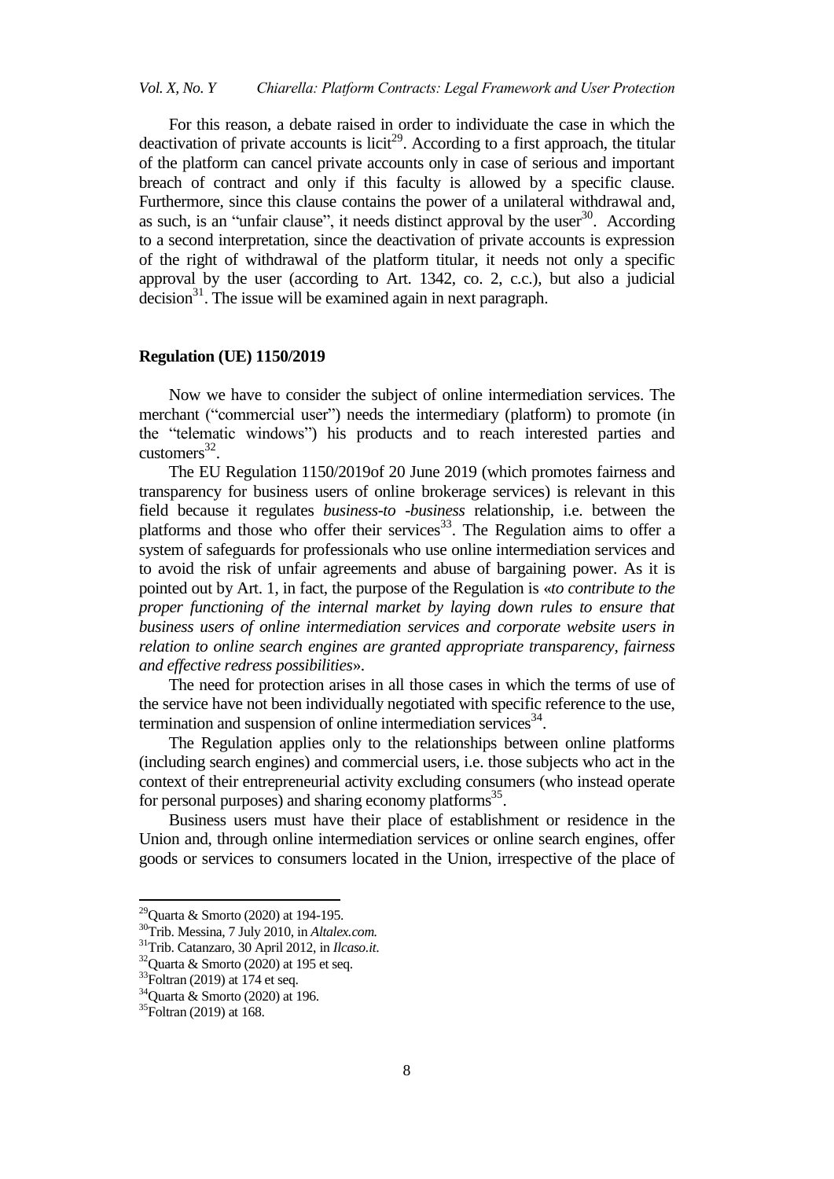For this reason, a debate raised in order to individuate the case in which the deactivation of private accounts is licit[29]. According to a first approach, the titular of the platform can cancel private accounts only in case of serious and important breach of contract and only if this faculty is allowed by a specific clause. Furthermore, since this clause contains the power of a unilateral withdrawal and, as such, is an "unfair clause", it needs distinct approval by the user[30]. According to a second interpretation, since the deactivation of private accounts is expression of the right of withdrawal of the platform titular, it needs not only a specific approval by the user (according to Art. 1342, co. 2, c.c.), but also a judicial decision[31]. The issue will be examined again in next paragraph.

## Regulation (UE) 1150/2019

Now we have to consider the subject of online intermediation services. The merchant ("commercial user") needs the intermediary (platform) to promote (in the "telematic windows") his products and to reach interested parties and customers[32].

The EU Regulation 1150/2019of 20 June 2019 (which promotes fairness and transparency for business users of online brokerage services) is relevant in this field because it regulates *business-to -business* relationship, i.e. between the platforms and those who offer their services[33]. The Regulation aims to offer a system of safeguards for professionals who use online intermediation services and to avoid the risk of unfair agreements and abuse of bargaining power. As it is pointed out by Art. 1, in fact, the purpose of the Regulation is «*to contribute to the proper functioning of the internal market by laying down rules to ensure that business users of online intermediation services and corporate website users in relation to online search engines are granted appropriate transparency, fairness and effective redress possibilities*».

The need for protection arises in all those cases in which the terms of use of the service have not been individually negotiated with specific reference to the use, termination and suspension of online intermediation services[34].

The Regulation applies only to the relationships between online platforms (including search engines) and commercial users, i.e. those subjects who act in the context of their entrepreneurial activity excluding consumers (who instead operate for personal purposes) and sharing economy platforms[35].

Business users must have their place of establishment or residence in the Union and, through online intermediation services or online search engines, offer goods or services to consumers located in the Union, irrespective of the place of

---

[29] Quarta & Smorto (2020) at 194-195.

[30] Trib. Messina, 7 July 2010, in *Altalex.com.*

[31] Trib. Catanzaro, 30 April 2012, in *Ilcaso.it.*

[32] Quarta & Smorto (2020) at 195 et seq.

[33] Foltran (2019) at 174 et seq.

[34] Quarta & Smorto (2020) at 196.

[35] Foltran (2019) at 168.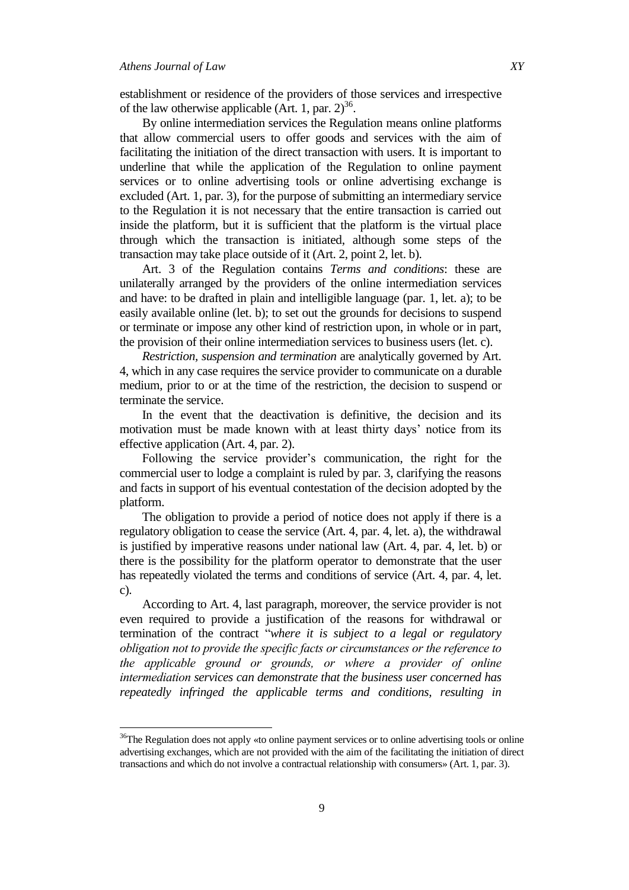establishment or residence of the providers of those services and irrespective of the law otherwise applicable (Art. 1, par. 2)[36].

By online intermediation services the Regulation means online platforms that allow commercial users to offer goods and services with the aim of facilitating the initiation of the direct transaction with users. It is important to underline that while the application of the Regulation to online payment services or to online advertising tools or online advertising exchange is excluded (Art. 1, par. 3), for the purpose of submitting an intermediary service to the Regulation it is not necessary that the entire transaction is carried out inside the platform, but it is sufficient that the platform is the virtual place through which the transaction is initiated, although some steps of the transaction may take place outside of it (Art. 2, point 2, let. b).

Art. 3 of the Regulation contains *Terms and conditions*: these are unilaterally arranged by the providers of the online intermediation services and have: to be drafted in plain and intelligible language (par. 1, let. a); to be easily available online (let. b); to set out the grounds for decisions to suspend or terminate or impose any other kind of restriction upon, in whole or in part, the provision of their online intermediation services to business users (let. c).

*Restriction, suspension and termination* are analytically governed by Art. 4, which in any case requires the service provider to communicate on a durable medium, prior to or at the time of the restriction, the decision to suspend or terminate the service.

In the event that the deactivation is definitive, the decision and its motivation must be made known with at least thirty days' notice from its effective application (Art. 4, par. 2).

Following the service provider's communication, the right for the commercial user to lodge a complaint is ruled by par. 3, clarifying the reasons and facts in support of his eventual contestation of the decision adopted by the platform.

The obligation to provide a period of notice does not apply if there is a regulatory obligation to cease the service (Art. 4, par. 4, let. a), the withdrawal is justified by imperative reasons under national law (Art. 4, par. 4, let. b) or there is the possibility for the platform operator to demonstrate that the user has repeatedly violated the terms and conditions of service (Art. 4, par. 4, let. c).

According to Art. 4, last paragraph, moreover, the service provider is not even required to provide a justification of the reasons for withdrawal or termination of the contract "*where it is subject to a legal or regulatory obligation not to provide the specific facts or circumstances or the reference to the applicable ground or grounds, or where a provider of online intermediation services can demonstrate that the business user concerned has repeatedly infringed the applicable terms and conditions, resulting in*

---

[36]The Regulation does not apply «to online payment services or to online advertising tools or online advertising exchanges, which are not provided with the aim of the facilitating the initiation of direct transactions and which do not involve a contractual relationship with consumers» (Art. 1, par. 3).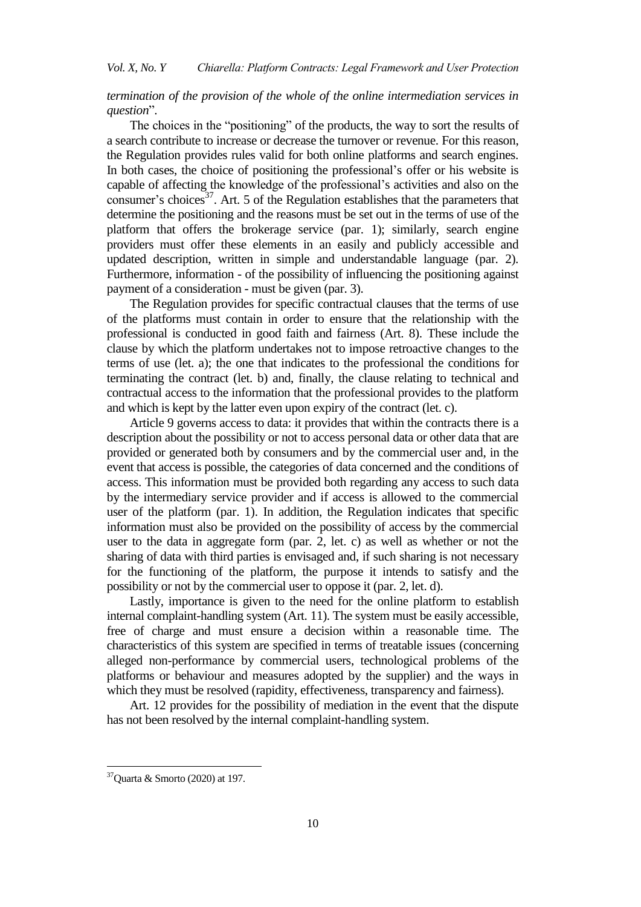*termination of the provision of the whole of the online intermediation services in question*".

The choices in the "positioning" of the products, the way to sort the results of a search contribute to increase or decrease the turnover or revenue. For this reason, the Regulation provides rules valid for both online platforms and search engines. In both cases, the choice of positioning the professional's offer or his website is capable of affecting the knowledge of the professional's activities and also on the consumer's choices[37]. Art. 5 of the Regulation establishes that the parameters that determine the positioning and the reasons must be set out in the terms of use of the platform that offers the brokerage service (par. 1); similarly, search engine providers must offer these elements in an easily and publicly accessible and updated description, written in simple and understandable language (par. 2). Furthermore, information - of the possibility of influencing the positioning against payment of a consideration - must be given (par. 3).

The Regulation provides for specific contractual clauses that the terms of use of the platforms must contain in order to ensure that the relationship with the professional is conducted in good faith and fairness (Art. 8). These include the clause by which the platform undertakes not to impose retroactive changes to the terms of use (let. a); the one that indicates to the professional the conditions for terminating the contract (let. b) and, finally, the clause relating to technical and contractual access to the information that the professional provides to the platform and which is kept by the latter even upon expiry of the contract (let. c).

Article 9 governs access to data: it provides that within the contracts there is a description about the possibility or not to access personal data or other data that are provided or generated both by consumers and by the commercial user and, in the event that access is possible, the categories of data concerned and the conditions of access. This information must be provided both regarding any access to such data by the intermediary service provider and if access is allowed to the commercial user of the platform (par. 1). In addition, the Regulation indicates that specific information must also be provided on the possibility of access by the commercial user to the data in aggregate form (par. 2, let. c) as well as whether or not the sharing of data with third parties is envisaged and, if such sharing is not necessary for the functioning of the platform, the purpose it intends to satisfy and the possibility or not by the commercial user to oppose it (par. 2, let. d).

Lastly, importance is given to the need for the online platform to establish internal complaint-handling system (Art. 11). The system must be easily accessible, free of charge and must ensure a decision within a reasonable time. The characteristics of this system are specified in terms of treatable issues (concerning alleged non-performance by commercial users, technological problems of the platforms or behaviour and measures adopted by the supplier) and the ways in which they must be resolved (rapidity, effectiveness, transparency and fairness).

Art. 12 provides for the possibility of mediation in the event that the dispute has not been resolved by the internal complaint-handling system.

---

[37] Quarta & Smorto (2020) at 197.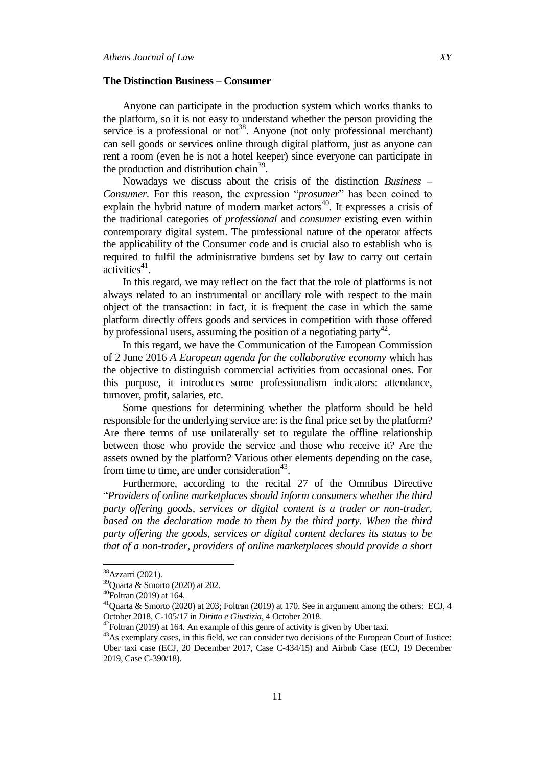**The Distinction Business – Consumer**

Anyone can participate in the production system which works thanks to the platform, so it is not easy to understand whether the person providing the service is a professional or not[38]. Anyone (not only professional merchant) can sell goods or services online through digital platform, just as anyone can rent a room (even he is not a hotel keeper) since everyone can participate in the production and distribution chain[39].

Nowadays we discuss about the crisis of the distinction *Business – Consumer*. For this reason, the expression "*prosumer*" has been coined to explain the hybrid nature of modern market actors[40]. It expresses a crisis of the traditional categories of *professional* and *consumer* existing even within contemporary digital system. The professional nature of the operator affects the applicability of the Consumer code and is crucial also to establish who is required to fulfil the administrative burdens set by law to carry out certain activities[41].

In this regard, we may reflect on the fact that the role of platforms is not always related to an instrumental or ancillary role with respect to the main object of the transaction: in fact, it is frequent the case in which the same platform directly offers goods and services in competition with those offered by professional users, assuming the position of a negotiating party[42].

In this regard, we have the Communication of the European Commission of 2 June 2016 *A European agenda for the collaborative economy* which has the objective to distinguish commercial activities from occasional ones. For this purpose, it introduces some professionalism indicators: attendance, turnover, profit, salaries, etc.

Some questions for determining whether the platform should be held responsible for the underlying service are: is the final price set by the platform? Are there terms of use unilaterally set to regulate the offline relationship between those who provide the service and those who receive it? Are the assets owned by the platform? Various other elements depending on the case, from time to time, are under consideration[43].

Furthermore, according to the recital 27 of the Omnibus Directive "*Providers of online marketplaces should inform consumers whether the third party offering goods, services or digital content is a trader or non-trader, based on the declaration made to them by the third party. When the third party offering the goods, services or digital content declares its status to be that of a non-trader, providers of online marketplaces should provide a short*

---

[38] Azzarri (2021).

[39] Quarta & Smorto (2020) at 202.

[40] Foltran (2019) at 164.

[41] Quarta & Smorto (2020) at 203; Foltran (2019) at 170. See in argument among the others: ECJ, 4 October 2018, C-105/17 in *Diritto e Giustizia*, 4 October 2018.

[42] Foltran (2019) at 164. An example of this genre of activity is given by Uber taxi.

[43] As exemplary cases, in this field, we can consider two decisions of the European Court of Justice: Uber taxi case (ECJ, 20 December 2017, Case C-434/15) and Airbnb Case (ECJ, 19 December 2019, Case C-390/18).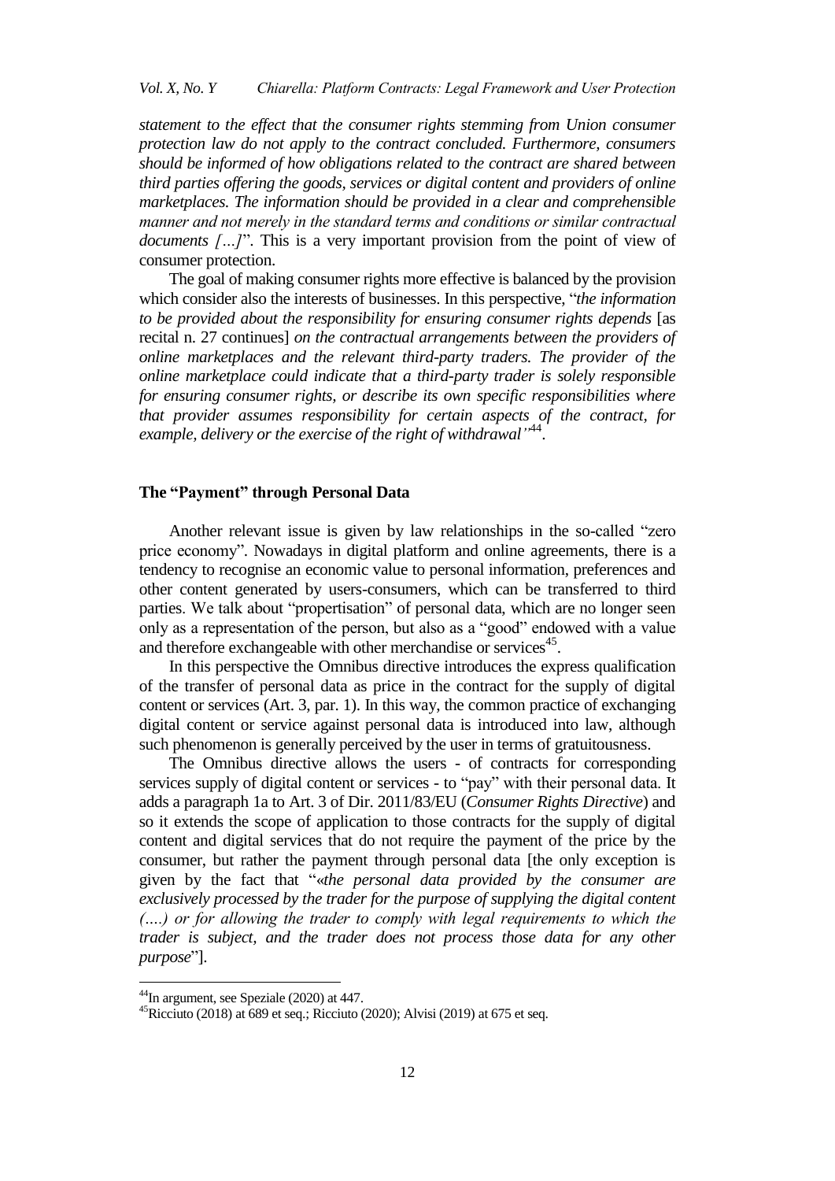*statement to the effect that the consumer rights stemming from Union consumer protection law do not apply to the contract concluded. Furthermore, consumers should be informed of how obligations related to the contract are shared between third parties offering the goods, services or digital content and providers of online marketplaces. The information should be provided in a clear and comprehensible manner and not merely in the standard terms and conditions or similar contractual documents […]*". This is a very important provision from the point of view of consumer protection.

The goal of making consumer rights more effective is balanced by the provision which consider also the interests of businesses. In this perspective, "*the information to be provided about the responsibility for ensuring consumer rights depends* [as recital n. 27 continues] *on the contractual arrangements between the providers of online marketplaces and the relevant third-party traders. The provider of the online marketplace could indicate that a third-party trader is solely responsible for ensuring consumer rights, or describe its own specific responsibilities where that provider assumes responsibility for certain aspects of the contract, for example, delivery or the exercise of the right of withdrawal*"[44].

## The "Payment" through Personal Data

Another relevant issue is given by law relationships in the so-called "zero price economy". Nowadays in digital platform and online agreements, there is a tendency to recognise an economic value to personal information, preferences and other content generated by users-consumers, which can be transferred to third parties. We talk about "propertisation" of personal data, which are no longer seen only as a representation of the person, but also as a "good" endowed with a value and therefore exchangeable with other merchandise or services[45].

In this perspective the Omnibus directive introduces the express qualification of the transfer of personal data as price in the contract for the supply of digital content or services (Art. 3, par. 1). In this way, the common practice of exchanging digital content or service against personal data is introduced into law, although such phenomenon is generally perceived by the user in terms of gratuitousness.

The Omnibus directive allows the users - of contracts for corresponding services supply of digital content or services - to "pay" with their personal data. It adds a paragraph 1a to Art. 3 of Dir. 2011/83/EU (*Consumer Rights Directive*) and so it extends the scope of application to those contracts for the supply of digital content and digital services that do not require the payment of the price by the consumer, but rather the payment through personal data [the only exception is given by the fact that "«*the personal data provided by the consumer are exclusively processed by the trader for the purpose of supplying the digital content (….) or for allowing the trader to comply with legal requirements to which the trader is subject, and the trader does not process those data for any other purpose*"].

---

[44] In argument, see Speziale (2020) at 447.

[45] Ricciuto (2018) at 689 et seq.; Ricciuto (2020); Alvisi (2019) at 675 et seq.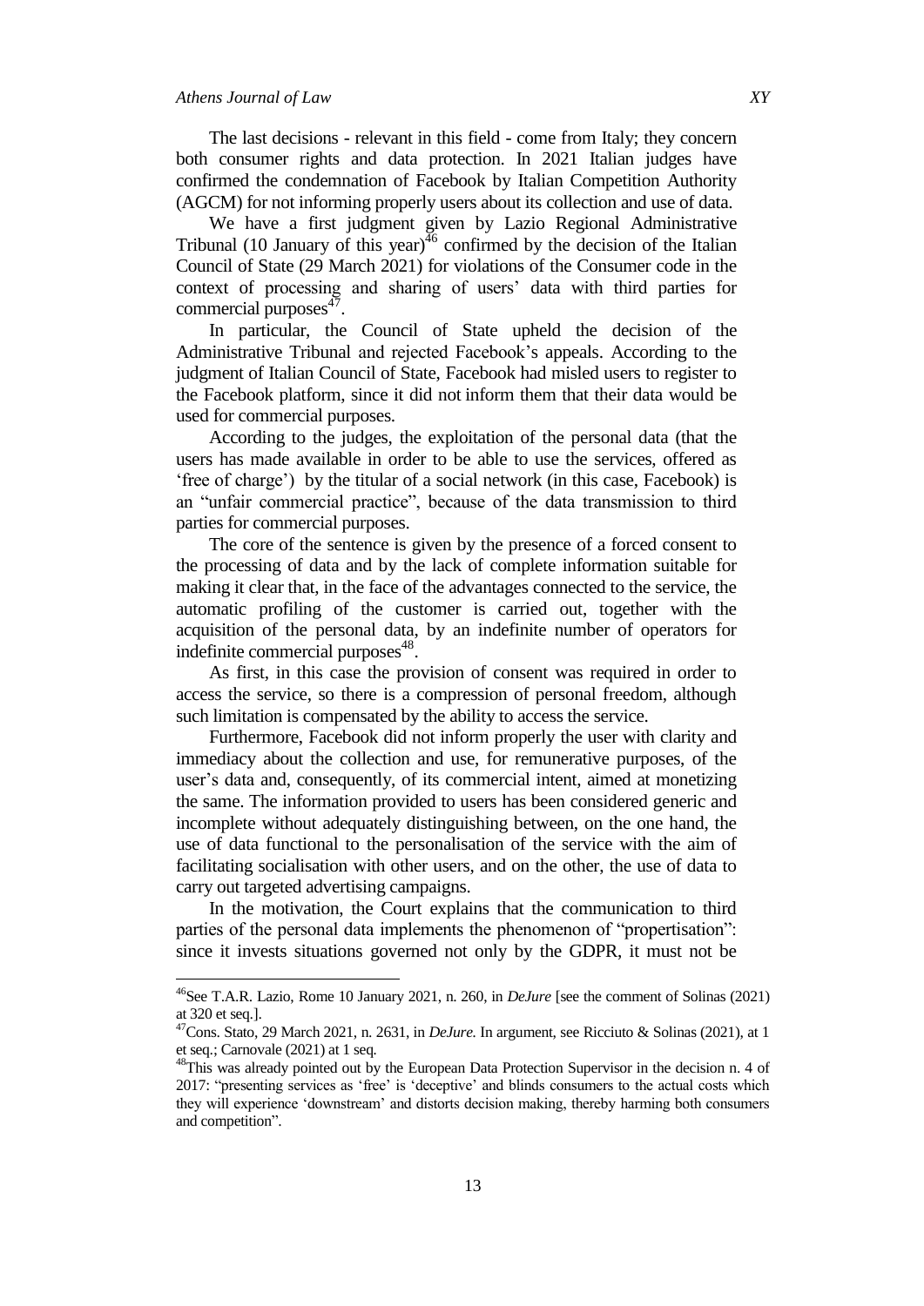The last decisions - relevant in this field - come from Italy; they concern both consumer rights and data protection. In 2021 Italian judges have confirmed the condemnation of Facebook by Italian Competition Authority (AGCM) for not informing properly users about its collection and use of data.

We have a first judgment given by Lazio Regional Administrative Tribunal (10 January of this year)[46] confirmed by the decision of the Italian Council of State (29 March 2021) for violations of the Consumer code in the context of processing and sharing of users' data with third parties for commercial purposes[47].

In particular, the Council of State upheld the decision of the Administrative Tribunal and rejected Facebook's appeals. According to the judgment of Italian Council of State, Facebook had misled users to register to the Facebook platform, since it did not inform them that their data would be used for commercial purposes.

According to the judges, the exploitation of the personal data (that the users has made available in order to be able to use the services, offered as 'free of charge') by the titular of a social network (in this case, Facebook) is an "unfair commercial practice", because of the data transmission to third parties for commercial purposes.

The core of the sentence is given by the presence of a forced consent to the processing of data and by the lack of complete information suitable for making it clear that, in the face of the advantages connected to the service, the automatic profiling of the customer is carried out, together with the acquisition of the personal data, by an indefinite number of operators for indefinite commercial purposes[48].

As first, in this case the provision of consent was required in order to access the service, so there is a compression of personal freedom, although such limitation is compensated by the ability to access the service.

Furthermore, Facebook did not inform properly the user with clarity and immediacy about the collection and use, for remunerative purposes, of the user's data and, consequently, of its commercial intent, aimed at monetizing the same. The information provided to users has been considered generic and incomplete without adequately distinguishing between, on the one hand, the use of data functional to the personalisation of the service with the aim of facilitating socialisation with other users, and on the other, the use of data to carry out targeted advertising campaigns.

In the motivation, the Court explains that the communication to third parties of the personal data implements the phenomenon of "propertisation": since it invests situations governed not only by the GDPR, it must not be

---

[46]See T.A.R. Lazio, Rome 10 January 2021, n. 260, in *DeJure* [see the comment of Solinas (2021) at 320 et seq.].

[47]Cons. Stato, 29 March 2021, n. 2631, in *DeJure.* In argument, see Ricciuto & Solinas (2021), at 1 et seq.; Carnovale (2021) at 1 seq.

[48]This was already pointed out by the European Data Protection Supervisor in the decision n. 4 of 2017: "presenting services as 'free' is 'deceptive' and blinds consumers to the actual costs which they will experience 'downstream' and distorts decision making, thereby harming both consumers and competition".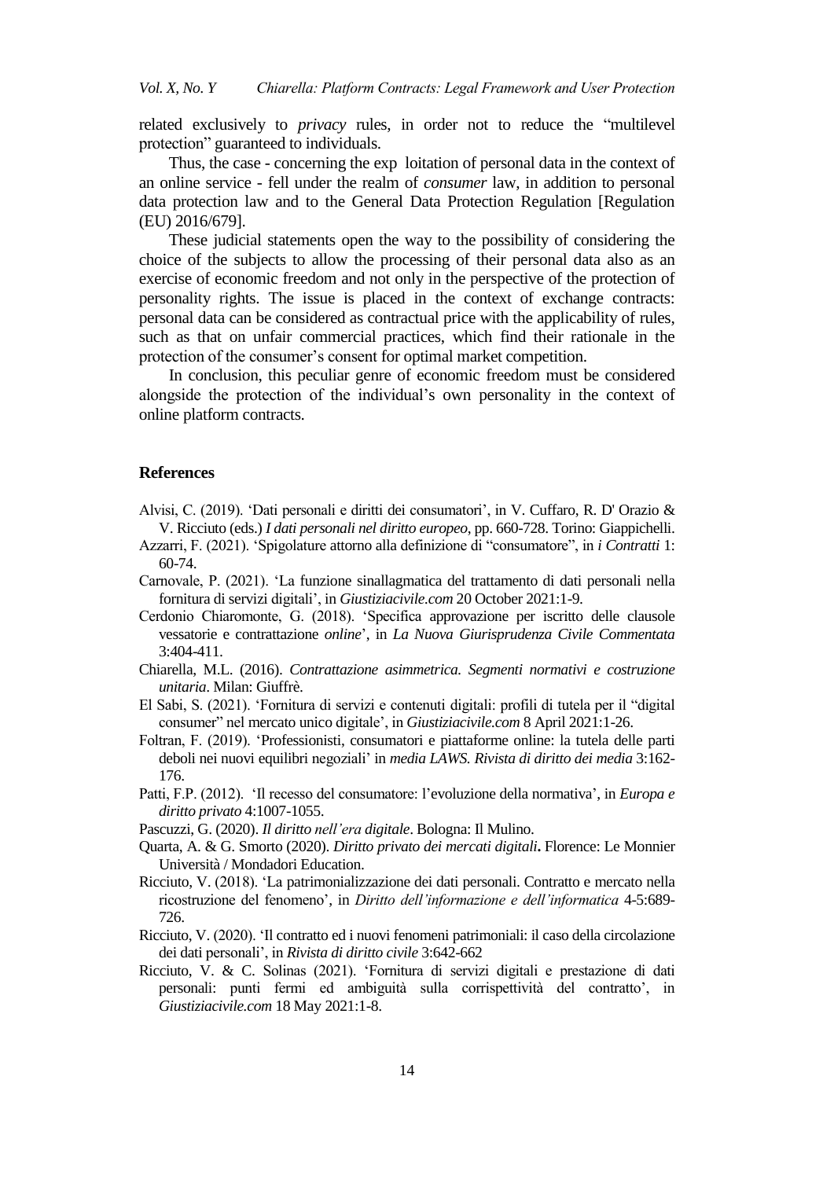related exclusively to *privacy* rules, in order not to reduce the "multilevel protection" guaranteed to individuals.

Thus, the case - concerning the exp loitation of personal data in the context of an online service - fell under the realm of *consumer* law, in addition to personal data protection law and to the General Data Protection Regulation [Regulation (EU) 2016/679].

These judicial statements open the way to the possibility of considering the choice of the subjects to allow the processing of their personal data also as an exercise of economic freedom and not only in the perspective of the protection of personality rights. The issue is placed in the context of exchange contracts: personal data can be considered as contractual price with the applicability of rules, such as that on unfair commercial practices, which find their rationale in the protection of the consumer's consent for optimal market competition.

In conclusion, this peculiar genre of economic freedom must be considered alongside the protection of the individual's own personality in the context of online platform contracts.

## References

Alvisi, C. (2019). 'Dati personali e diritti dei consumatori', in V. Cuffaro, R. D' Orazio & V. Ricciuto (eds.) *I dati personali nel diritto europeo*, pp. 660-728. Torino: Giappichelli.

Azzarri, F. (2021). 'Spigolature attorno alla definizione di "consumatore", in *i Contratti* 1: 60-74.

Carnovale, P. (2021). 'La funzione sinallagmatica del trattamento di dati personali nella fornitura di servizi digitali', in *Giustiziacivile.com* 20 October 2021:1-9.

Cerdonio Chiaromonte, G. (2018). 'Specifica approvazione per iscritto delle clausole vessatorie e contrattazione *online*', in *La Nuova Giurisprudenza Civile Commentata* 3:404-411.

Chiarella, M.L. (2016). *Contrattazione asimmetrica. Segmenti normativi e costruzione unitaria*. Milan: Giuffrè.

El Sabi, S. (2021). 'Fornitura di servizi e contenuti digitali: profili di tutela per il "digital consumer" nel mercato unico digitale', in *Giustiziacivile.com* 8 April 2021:1-26.

Foltran, F. (2019). 'Professionisti, consumatori e piattaforme online: la tutela delle parti deboli nei nuovi equilibri negoziali' in *media LAWS. Rivista di diritto dei media* 3:162-176.

Patti, F.P. (2012). 'Il recesso del consumatore: l'evoluzione della normativa', in *Europa e diritto privato* 4:1007-1055.

Pascuzzi, G. (2020). *Il diritto nell'era digitale*. Bologna: Il Mulino.

Quarta, A. & G. Smorto (2020). ***Diritto privato dei mercati digitali*.** Florence: Le Monnier Università / Mondadori Education.

Ricciuto, V. (2018). 'La patrimonializzazione dei dati personali. Contratto e mercato nella ricostruzione del fenomeno', in *Diritto dell'informazione e dell'informatica* 4-5:689-726.

Ricciuto, V. (2020). 'Il contratto ed i nuovi fenomeni patrimoniali: il caso della circolazione dei dati personali', in *Rivista di diritto civile* 3:642-662

Ricciuto, V. & C. Solinas (2021). 'Fornitura di servizi digitali e prestazione di dati personali: punti fermi ed ambiguità sulla corrispettività del contratto', in *Giustiziacivile.com* 18 May 2021:1-8.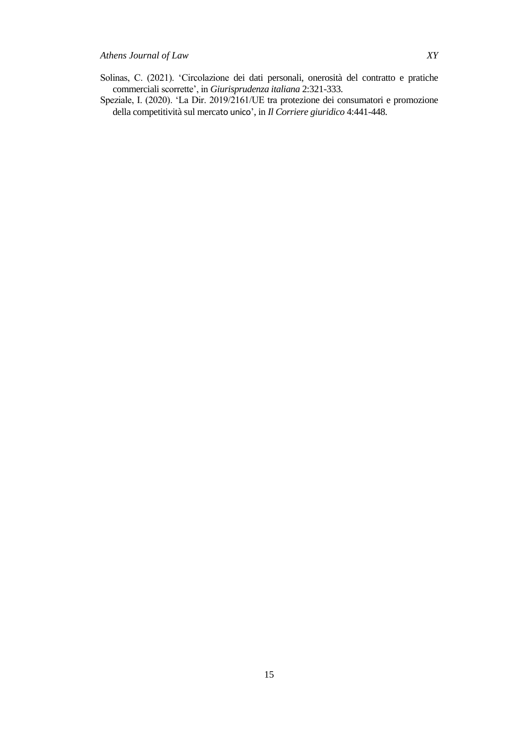Solinas, C. (2021). 'Circolazione dei dati personali, onerosità del contratto e pratiche commerciali scorrette', in *Giurisprudenza italiana* 2:321-333.

Speziale, I. (2020). 'La Dir. 2019/2161/UE tra protezione dei consumatori e promozione della competitività sul mercato unico', in *Il Corriere giuridico* 4:441-448.